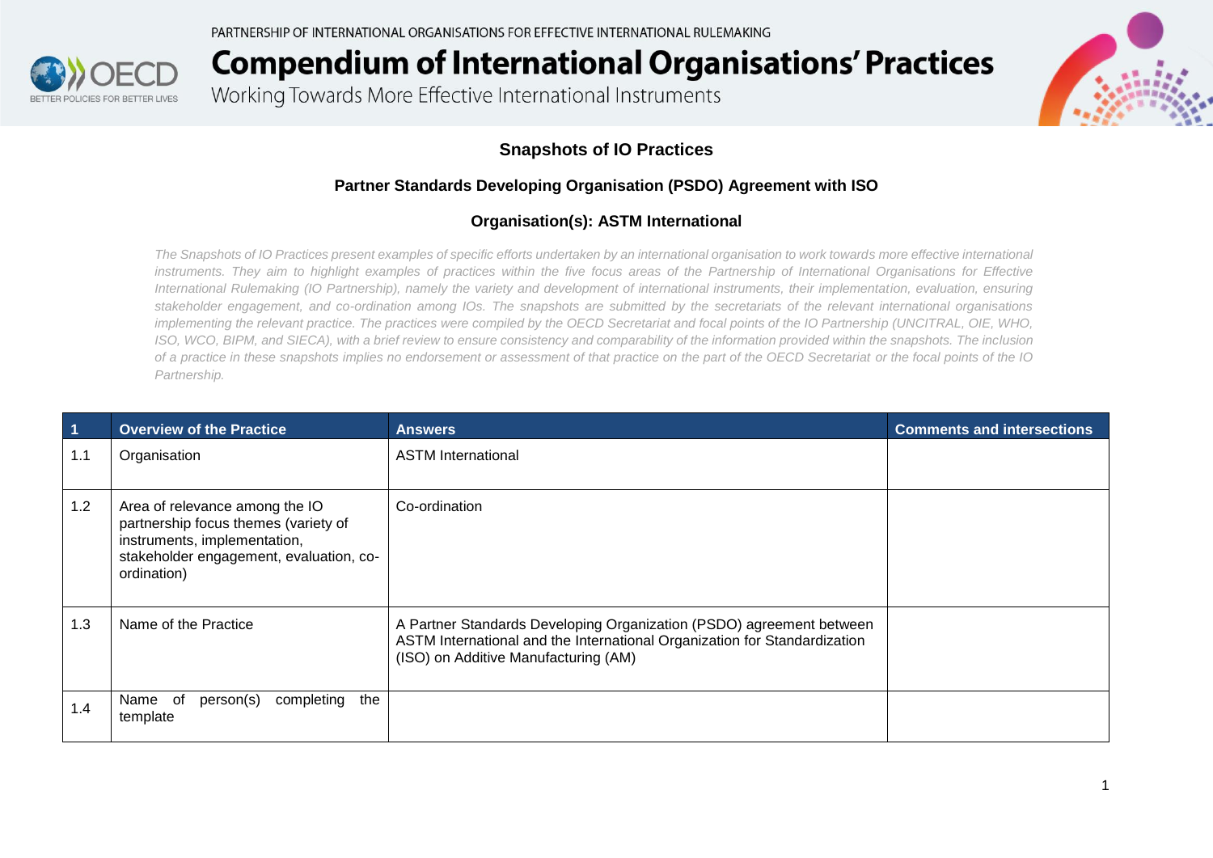PARTNERSHIP OF INTERNATIONAL ORGANISATIONS FOR EFFECTIVE INTERNATIONAL RULEMAKING

# Compendium of International Organisations' Practices

Working Towards More Effective International Instruments

## Snapshots of IO Practices

### Partner Standards Developing Organisation (PSDO) Agreement with ISO

### Organisation(s): ASTM International

*The Snapshots of IO Practices present examples of specific efforts undertaken by an international organisation to work towards more effective international instruments. They aim to highlight examples of practices within the five focus areas of the Partnership of International Organisations for Effective International Rulemaking (IO Partnership), namely the variety and development of international instruments, their implementation, evaluation, ensuring stakeholder engagement, and co-ordination among IOs. The snapshots are submitted by the secretariats of the relevant international organisations implementing the relevant practice. The practices were compiled by the OECD Secretariat and focal points of the IO Partnership (UNCITRAL, OIE, WHO, ISO, WCO, BIPM, and SIECA), with a brief review to ensure consistency and comparability of the information provided within the snapshots. The inclusion of a practice in these snapshots implies no endorsement or assessment of that practice on the part of the OECD Secretariat or the focal points of the IO Partnership.*

| 1 | Overview of the Practice | Answers | Comments and intersections |
|---|---|---|---|
| 1.1 | Organisation | ASTM International | |
| 1.2 | Area of relevance among the IO partnership focus themes (variety of instruments, implementation, stakeholder engagement, evaluation, co-ordination) | Co-ordination | |
| 1.3 | Name of the Practice | A Partner Standards Developing Organization (PSDO) agreement between ASTM International and the International Organization for Standardization (ISO) on Additive Manufacturing (AM) | |
| 1.4 | Name of person(s) completing the template | | |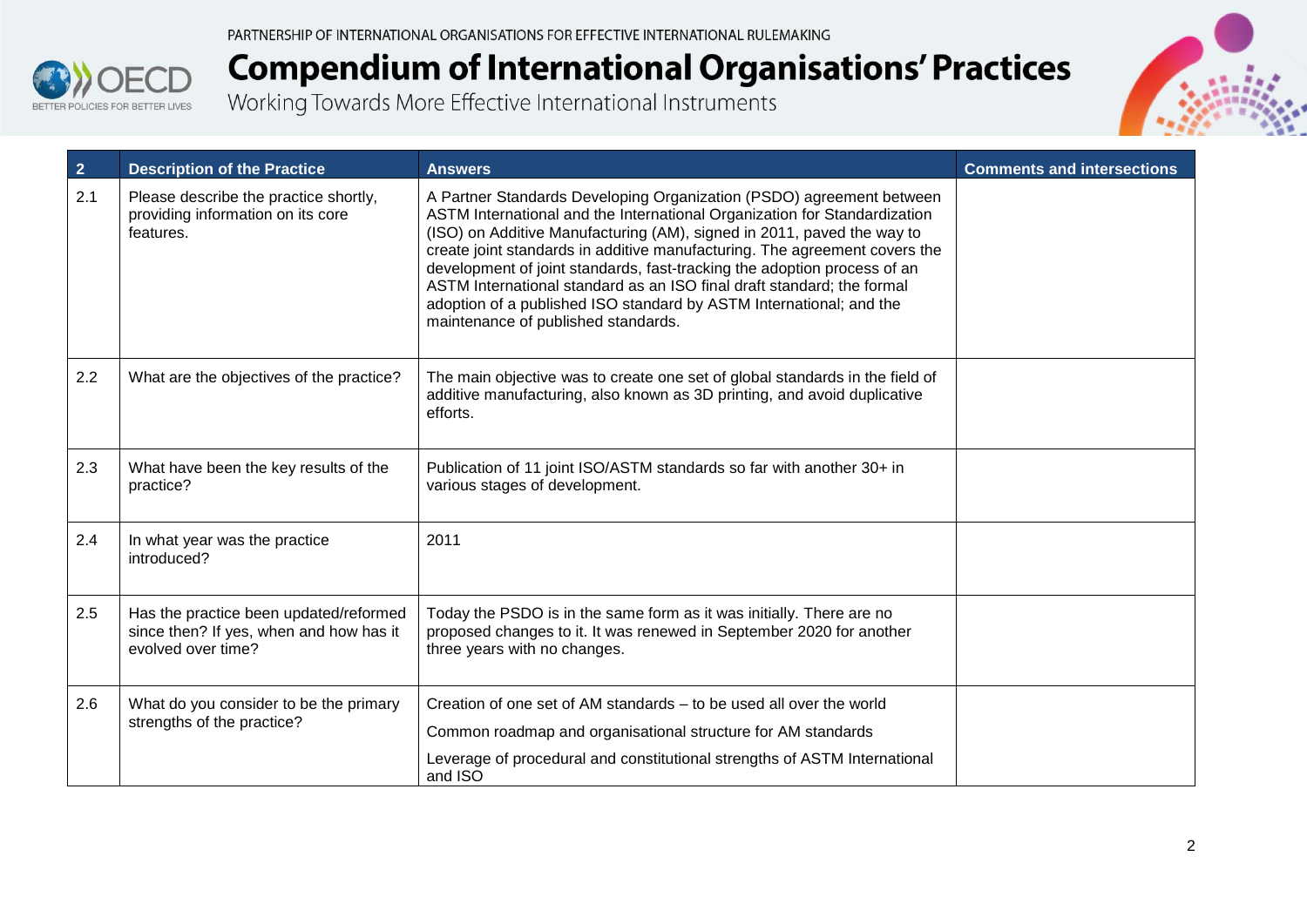| 2 | Description of the Practice | Answers | Comments and intersections |
|---|---|---|---|
| 2.1 | Please describe the practice shortly, providing information on its core features. | A Partner Standards Developing Organization (PSDO) agreement between ASTM International and the International Organization for Standardization (ISO) on Additive Manufacturing (AM), signed in 2011, paved the way to create joint standards in additive manufacturing. The agreement covers the development of joint standards, fast-tracking the adoption process of an ASTM International standard as an ISO final draft standard; the formal adoption of a published ISO standard by ASTM International; and the maintenance of published standards. | |
| 2.2 | What are the objectives of the practice? | The main objective was to create one set of global standards in the field of additive manufacturing, also known as 3D printing, and avoid duplicative efforts. | |
| 2.3 | What have been the key results of the practice? | Publication of 11 joint ISO/ASTM standards so far with another 30+ in various stages of development. | |
| 2.4 | In what year was the practice introduced? | 2011 | |
| 2.5 | Has the practice been updated/reformed since then? If yes, when and how has it evolved over time? | Today the PSDO is in the same form as it was initially. There are no proposed changes to it. It was renewed in September 2020 for another three years with no changes. | |
| 2.6 | What do you consider to be the primary strengths of the practice? | Creation of one set of AM standards – to be used all over the world<br><br>Common roadmap and organisational structure for AM standards<br><br>Leverage of procedural and constitutional strengths of ASTM International and ISO | |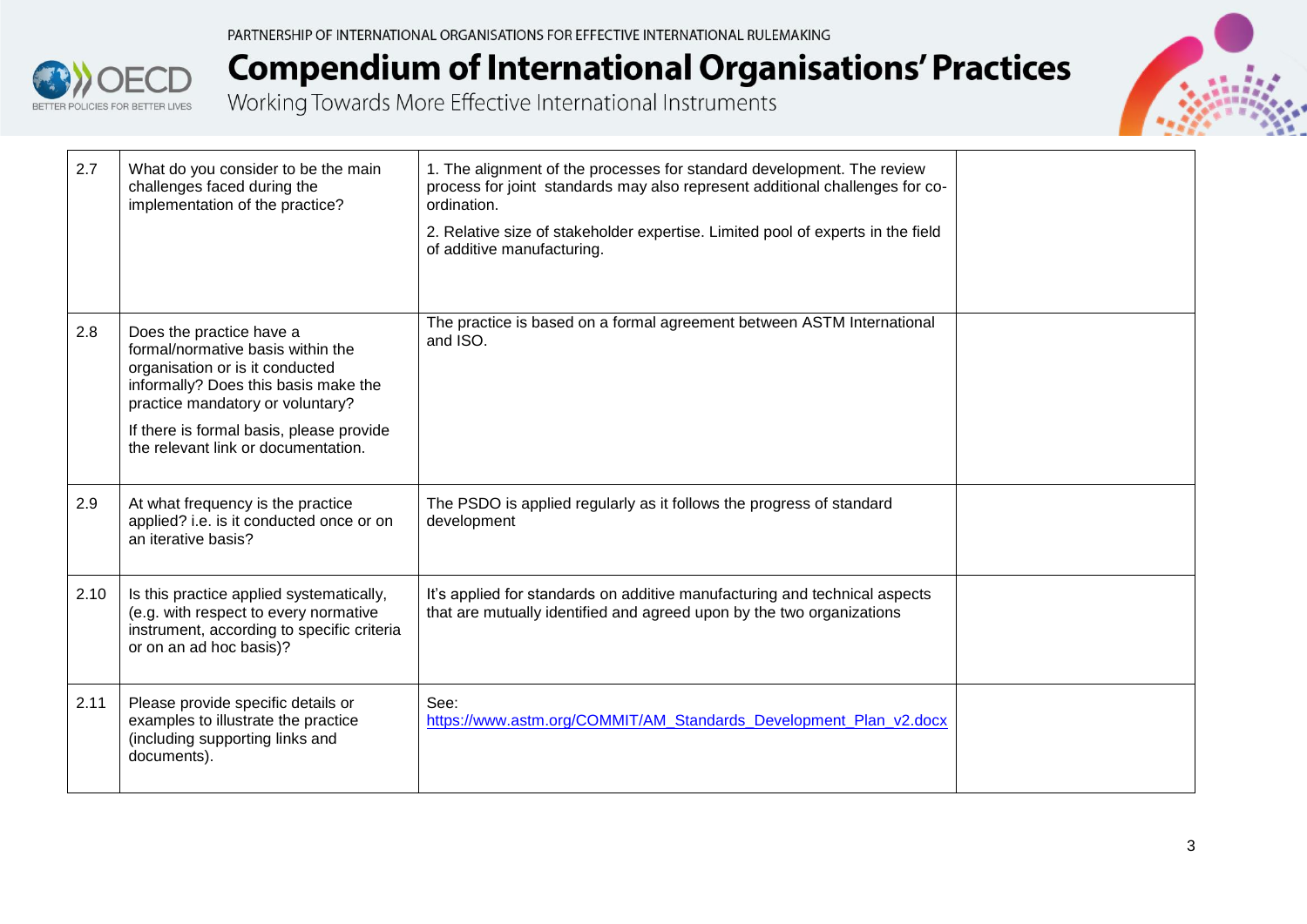| | | | |
|---|---|---|---|
| 2.7 | What do you consider to be the main challenges faced during the implementation of the practice? | 1. The alignment of the processes for standard development. The review process for joint standards may also represent additional challenges for co-ordination.<br><br>2. Relative size of stakeholder expertise. Limited pool of experts in the field of additive manufacturing. | |
| 2.8 | Does the practice have a formal/normative basis within the organisation or is it conducted informally? Does this basis make the practice mandatory or voluntary?<br><br>If there is formal basis, please provide the relevant link or documentation. | The practice is based on a formal agreement between ASTM International and ISO. | |
| 2.9 | At what frequency is the practice applied? i.e. is it conducted once or on an iterative basis? | The PSDO is applied regularly as it follows the progress of standard development | |
| 2.10 | Is this practice applied systematically, (e.g. with respect to every normative instrument, according to specific criteria or on an ad hoc basis)? | It's applied for standards on additive manufacturing and technical aspects that are mutually identified and agreed upon by the two organizations | |
| 2.11 | Please provide specific details or examples to illustrate the practice (including supporting links and documents). | See: https://www.astm.org/COMMIT/AM_Standards_Development_Plan_v2.docx | |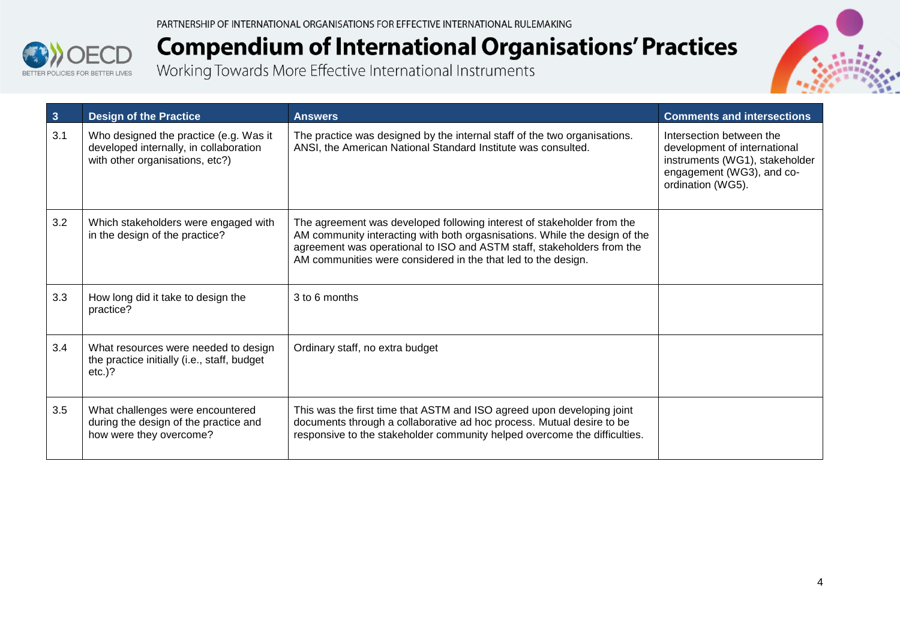| 3 | Design of the Practice | Answers | Comments and intersections |
|---|---|---|---|
| 3.1 | Who designed the practice (e.g. Was it developed internally, in collaboration with other organisations, etc?) | The practice was designed by the internal staff of the two organisations. ANSI, the American National Standard Institute was consulted. | Intersection between the development of international instruments (WG1), stakeholder engagement (WG3), and co-ordination (WG5). |
| 3.2 | Which stakeholders were engaged with in the design of the practice? | The agreement was developed following interest of stakeholder from the AM community interacting with both orgasnisations. While the design of the agreement was operational to ISO and ASTM staff, stakeholders from the AM communities were considered in the that led to the design. | |
| 3.3 | How long did it take to design the practice? | 3 to 6 months | |
| 3.4 | What resources were needed to design the practice initially (i.e., staff, budget etc.)? | Ordinary staff, no extra budget | |
| 3.5 | What challenges were encountered during the design of the practice and how were they overcome? | This was the first time that ASTM and ISO agreed upon developing joint documents through a collaborative ad hoc process. Mutual desire to be responsive to the stakeholder community helped overcome the difficulties. | |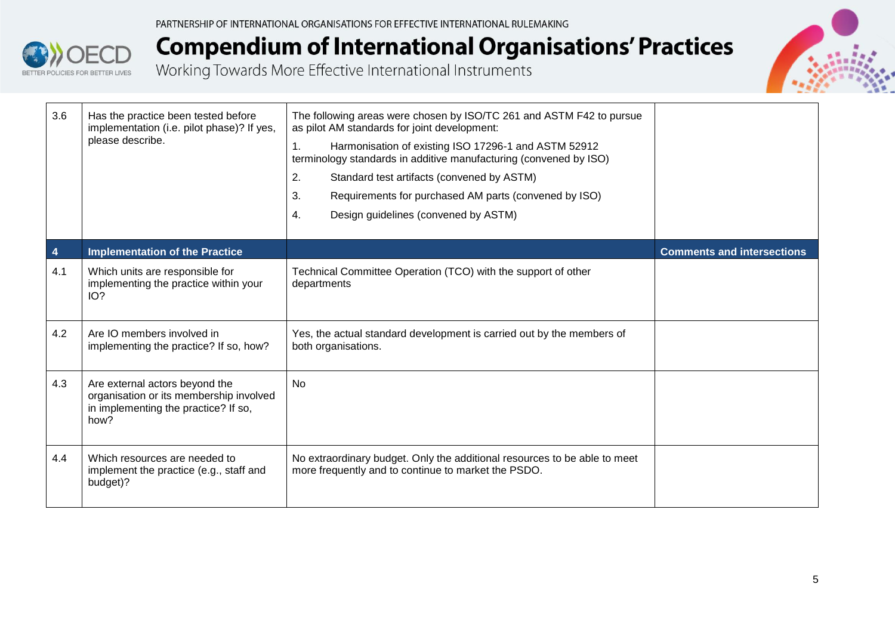| 3.6 | Has the practice been tested before implementation (i.e. pilot phase)? If yes, please describe. | The following areas were chosen by ISO/TC 261 and ASTM F42 to pursue as pilot AM standards for joint development:<br>1. Harmonisation of existing ISO 17296-1 and ASTM 52912 terminology standards in additive manufacturing (convened by ISO)<br>2. Standard test artifacts (convened by ASTM)<br>3. Requirements for purchased AM parts (convened by ISO)<br>4. Design guidelines (convened by ASTM) | |
|---|---|---|---|
| **4** | **Implementation of the Practice** | | **Comments and intersections** |
| 4.1 | Which units are responsible for implementing the practice within your IO? | Technical Committee Operation (TCO) with the support of other departments | |
| 4.2 | Are IO members involved in implementing the practice? If so, how? | Yes, the actual standard development is carried out by the members of both organisations. | |
| 4.3 | Are external actors beyond the organisation or its membership involved in implementing the practice? If so, how? | No | |
| 4.4 | Which resources are needed to implement the practice (e.g., staff and budget)? | No extraordinary budget. Only the additional resources to be able to meet more frequently and to continue to market the PSDO. | |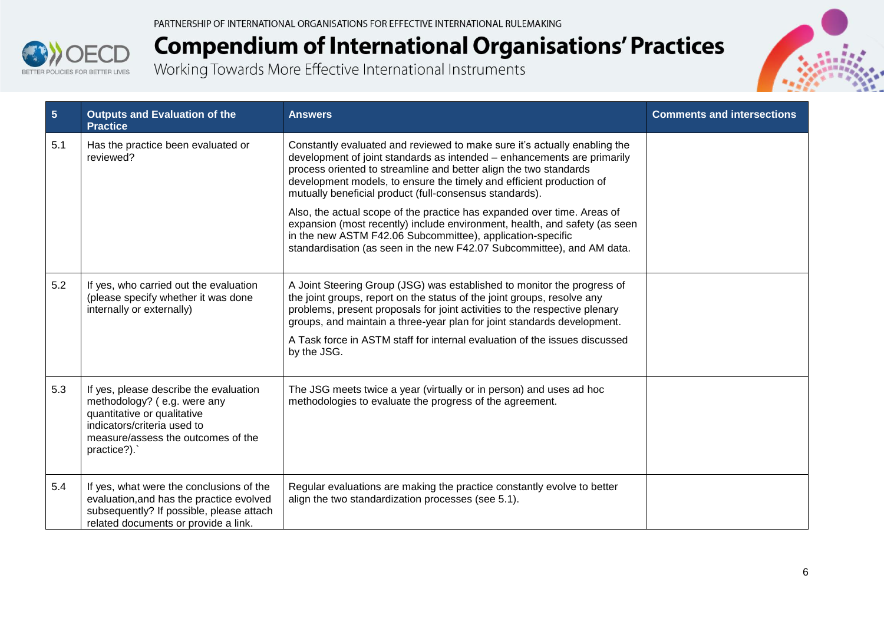| 5 | Outputs and Evaluation of the Practice | Answers | Comments and intersections |
|---|---|---|---|
| 5.1 | Has the practice been evaluated or reviewed? | Constantly evaluated and reviewed to make sure it's actually enabling the development of joint standards as intended – enhancements are primarily process oriented to streamline and better align the two standards development models, to ensure the timely and efficient production of mutually beneficial product (full-consensus standards).<br><br>Also, the actual scope of the practice has expanded over time. Areas of expansion (most recently) include environment, health, and safety (as seen in the new ASTM F42.06 Subcommittee), application-specific standardisation (as seen in the new F42.07 Subcommittee), and AM data. | |
| 5.2 | If yes, who carried out the evaluation (please specify whether it was done internally or externally) | A Joint Steering Group (JSG) was established to monitor the progress of the joint groups, report on the status of the joint groups, resolve any problems, present proposals for joint activities to the respective plenary groups, and maintain a three-year plan for joint standards development.<br><br>A Task force in ASTM staff for internal evaluation of the issues discussed by the JSG. | |
| 5.3 | If yes, please describe the evaluation methodology? ( e.g. were any quantitative or qualitative indicators/criteria used to measure/assess the outcomes of the practice?).` | The JSG meets twice a year (virtually or in person) and uses ad hoc methodologies to evaluate the progress of the agreement. | |
| 5.4 | If yes, what were the conclusions of the evaluation,and has the practice evolved subsequently? If possible, please attach related documents or provide a link. | Regular evaluations are making the practice constantly evolve to better align the two standardization processes (see 5.1). | |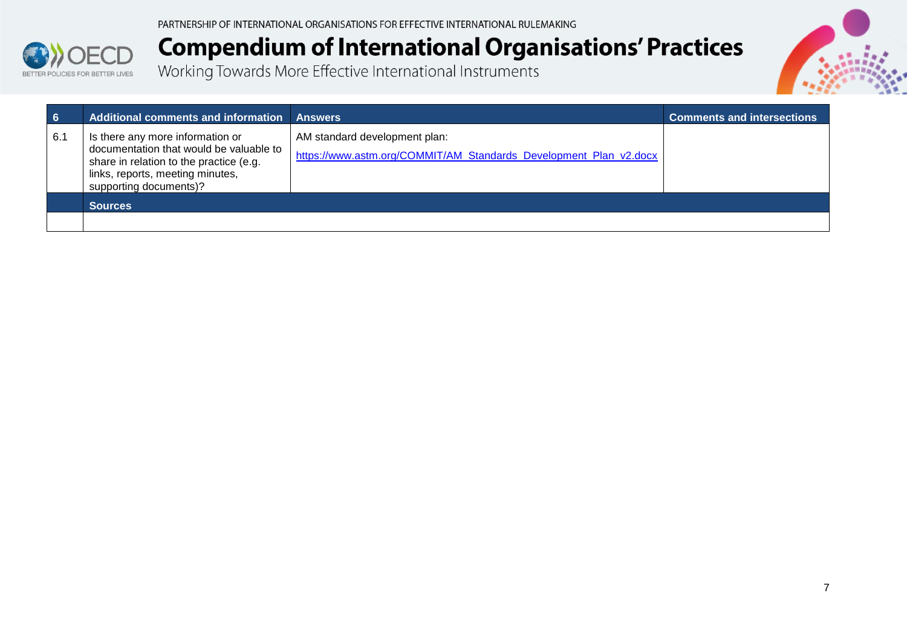| 6 | Additional comments and information | Answers | Comments and intersections |
|---|---|---|---|
| 6.1 | Is there any more information or documentation that would be valuable to share in relation to the practice (e.g. links, reports, meeting minutes, supporting documents)? | AM standard development plan: https://www.astm.org/COMMIT/AM_Standards_Development_Plan_v2.docx | |
| | **Sources** | | |
| | | | |